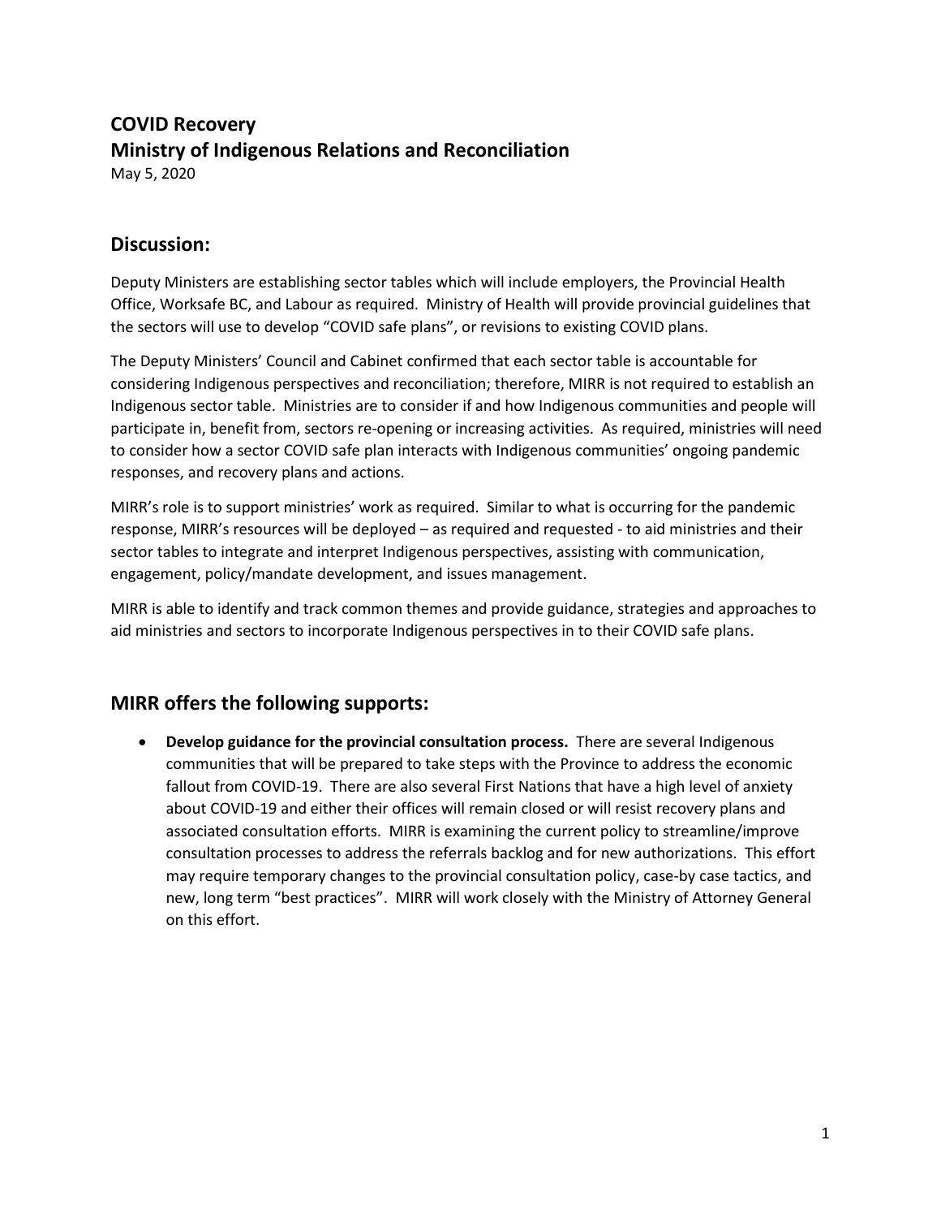# COVID Recovery
# Ministry of Indigenous Relations and Reconciliation

May 5, 2020

## Discussion:

Deputy Ministers are establishing sector tables which will include employers, the Provincial Health Office, Worksafe BC, and Labour as required. Ministry of Health will provide provincial guidelines that the sectors will use to develop "COVID safe plans", or revisions to existing COVID plans.

The Deputy Ministers' Council and Cabinet confirmed that each sector table is accountable for considering Indigenous perspectives and reconciliation; therefore, MIRR is not required to establish an Indigenous sector table. Ministries are to consider if and how Indigenous communities and people will participate in, benefit from, sectors re-opening or increasing activities. As required, ministries will need to consider how a sector COVID safe plan interacts with Indigenous communities' ongoing pandemic responses, and recovery plans and actions.

MIRR's role is to support ministries' work as required. Similar to what is occurring for the pandemic response, MIRR's resources will be deployed – as required and requested - to aid ministries and their sector tables to integrate and interpret Indigenous perspectives, assisting with communication, engagement, policy/mandate development, and issues management.

MIRR is able to identify and track common themes and provide guidance, strategies and approaches to aid ministries and sectors to incorporate Indigenous perspectives in to their COVID safe plans.

## MIRR offers the following supports:

- **Develop guidance for the provincial consultation process.** There are several Indigenous communities that will be prepared to take steps with the Province to address the economic fallout from COVID-19. There are also several First Nations that have a high level of anxiety about COVID-19 and either their offices will remain closed or will resist recovery plans and associated consultation efforts. MIRR is examining the current policy to streamline/improve consultation processes to address the referrals backlog and for new authorizations. This effort may require temporary changes to the provincial consultation policy, case-by case tactics, and new, long term "best practices". MIRR will work closely with the Ministry of Attorney General on this effort.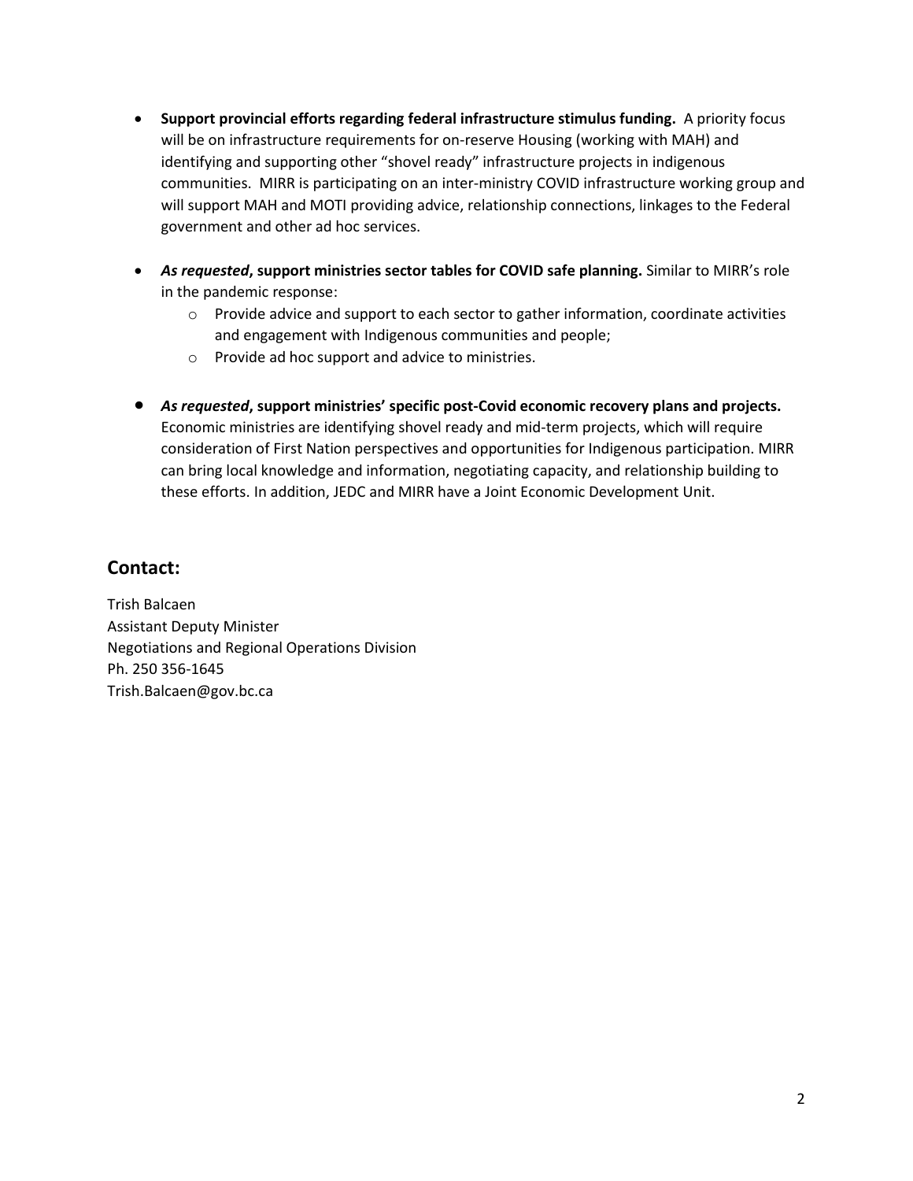- **Support provincial efforts regarding federal infrastructure stimulus funding.** A priority focus will be on infrastructure requirements for on-reserve Housing (working with MAH) and identifying and supporting other "shovel ready" infrastructure projects in indigenous communities. MIRR is participating on an inter-ministry COVID infrastructure working group and will support MAH and MOTI providing advice, relationship connections, linkages to the Federal government and other ad hoc services.

- ***As requested*, support ministries sector tables for COVID safe planning.** Similar to MIRR's role in the pandemic response:
  - Provide advice and support to each sector to gather information, coordinate activities and engagement with Indigenous communities and people;
  - Provide ad hoc support and advice to ministries.

- ***As requested*, support ministries' specific post-Covid economic recovery plans and projects.** Economic ministries are identifying shovel ready and mid-term projects, which will require consideration of First Nation perspectives and opportunities for Indigenous participation. MIRR can bring local knowledge and information, negotiating capacity, and relationship building to these efforts. In addition, JEDC and MIRR have a Joint Economic Development Unit.

## Contact:

Trish Balcaen
Assistant Deputy Minister
Negotiations and Regional Operations Division
Ph. 250 356-1645
Trish.Balcaen@gov.bc.ca